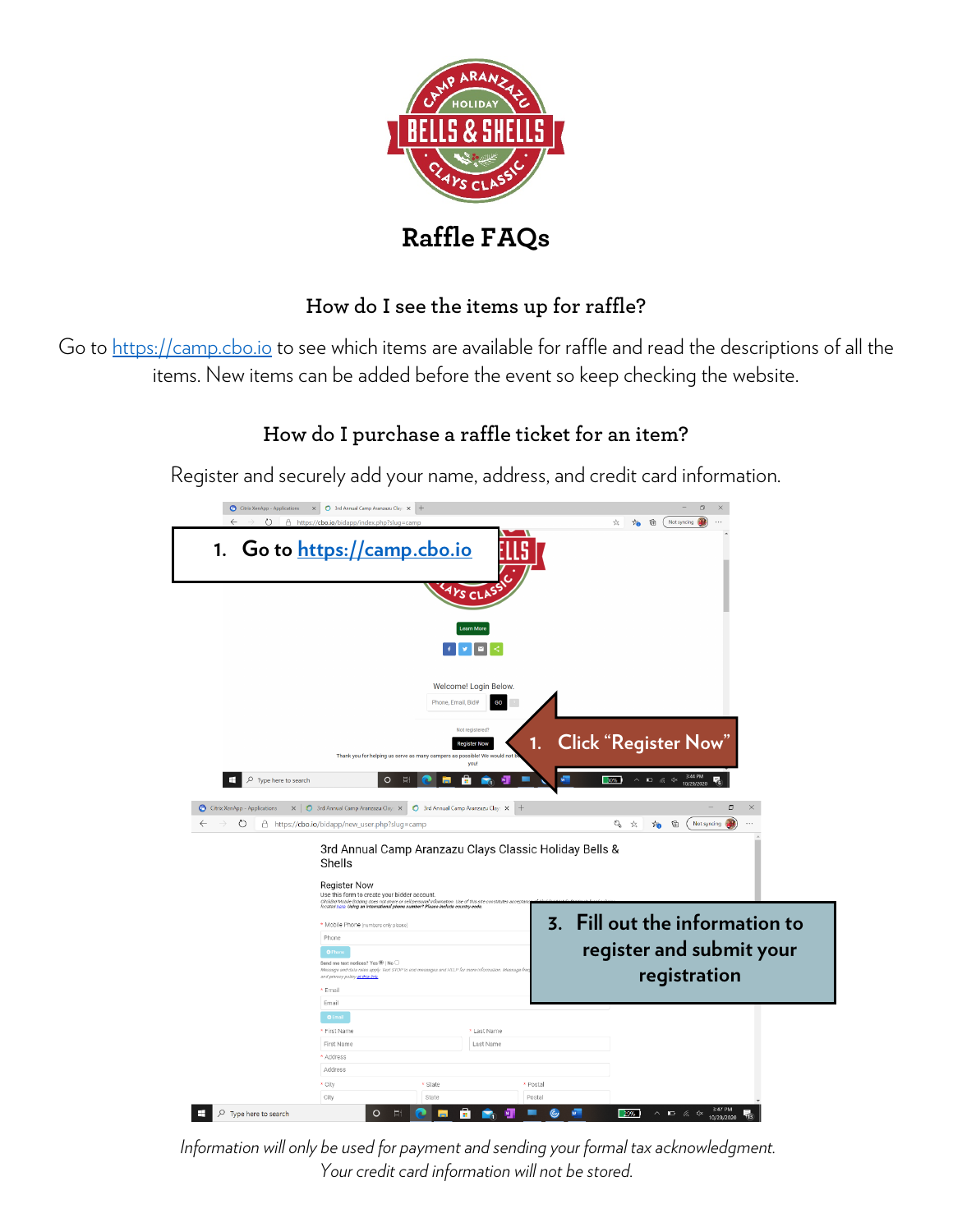# Raffle FAQs

### How do I see the items up for raffle?

Go to https://camp.cbo.io to see which items are available for raffle and read the descriptions of all the items. New items can be added before the event so keep checking the website.

### How do I purchase a raffle ticket for an item?

Register and securely add your name, address, and credit card information.

1. Go to https://camp.cbo.io
1. Click "Register Now"
3. Fill out the information to register and submit your registration

*Information will only be used for payment and sending your formal tax acknowledgment. Your credit card information will not be stored.*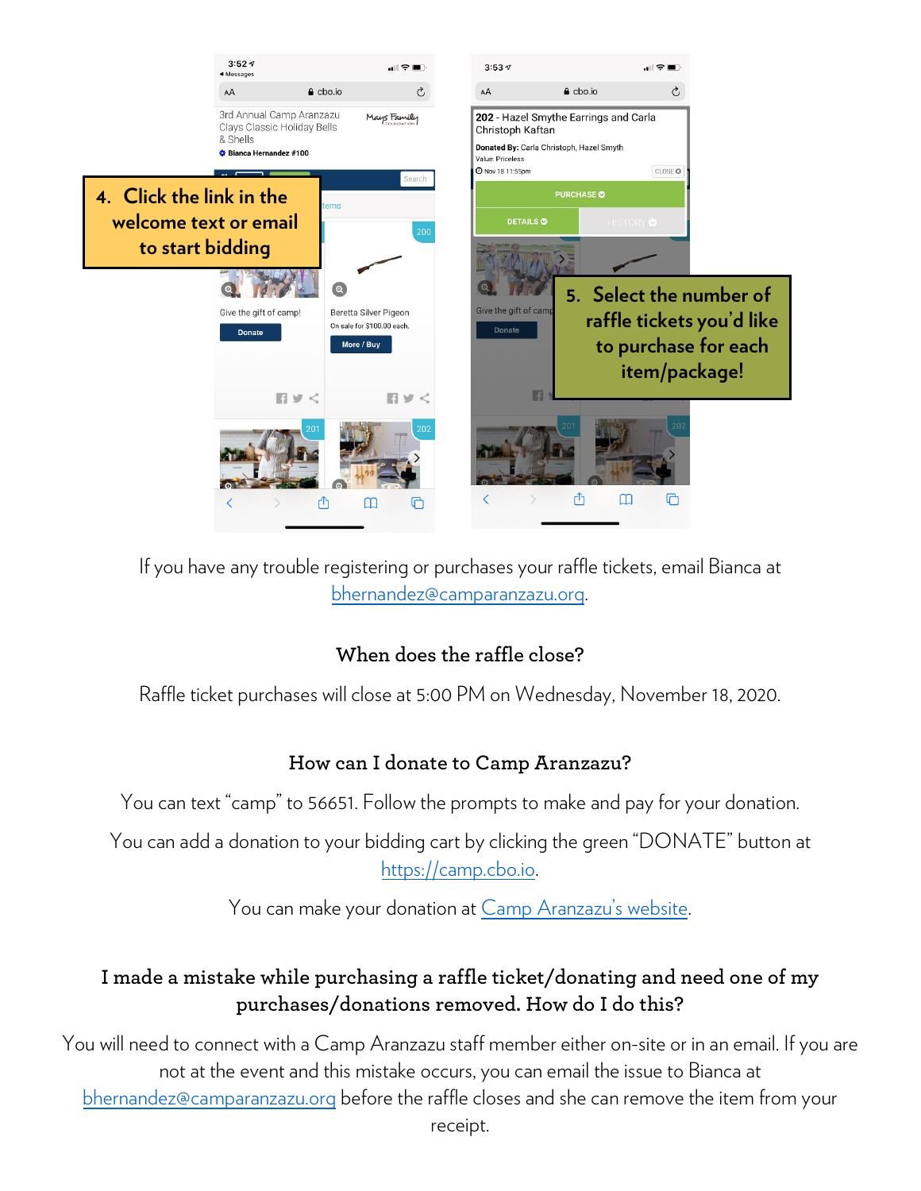4. Click the link in the welcome text or email to start bidding

5. Select the number of raffle tickets you'd like to purchase for each item/package!

If you have any trouble registering or purchases your raffle tickets, email Bianca at bhernandez@camparanzazu.org.

### When does the raffle close?

Raffle ticket purchases will close at 5:00 PM on Wednesday, November 18, 2020.

### How can I donate to Camp Aranzazu?

You can text "camp" to 56651. Follow the prompts to make and pay for your donation.

You can add a donation to your bidding cart by clicking the green "DONATE" button at https://camp.cbo.io.

You can make your donation at Camp Aranzazu's website.

### I made a mistake while purchasing a raffle ticket/donating and need one of my purchases/donations removed. How do I do this?

You will need to connect with a Camp Aranzazu staff member either on-site or in an email. If you are not at the event and this mistake occurs, you can email the issue to Bianca at bhernandez@camparanzazu.org before the raffle closes and she can remove the item from your receipt.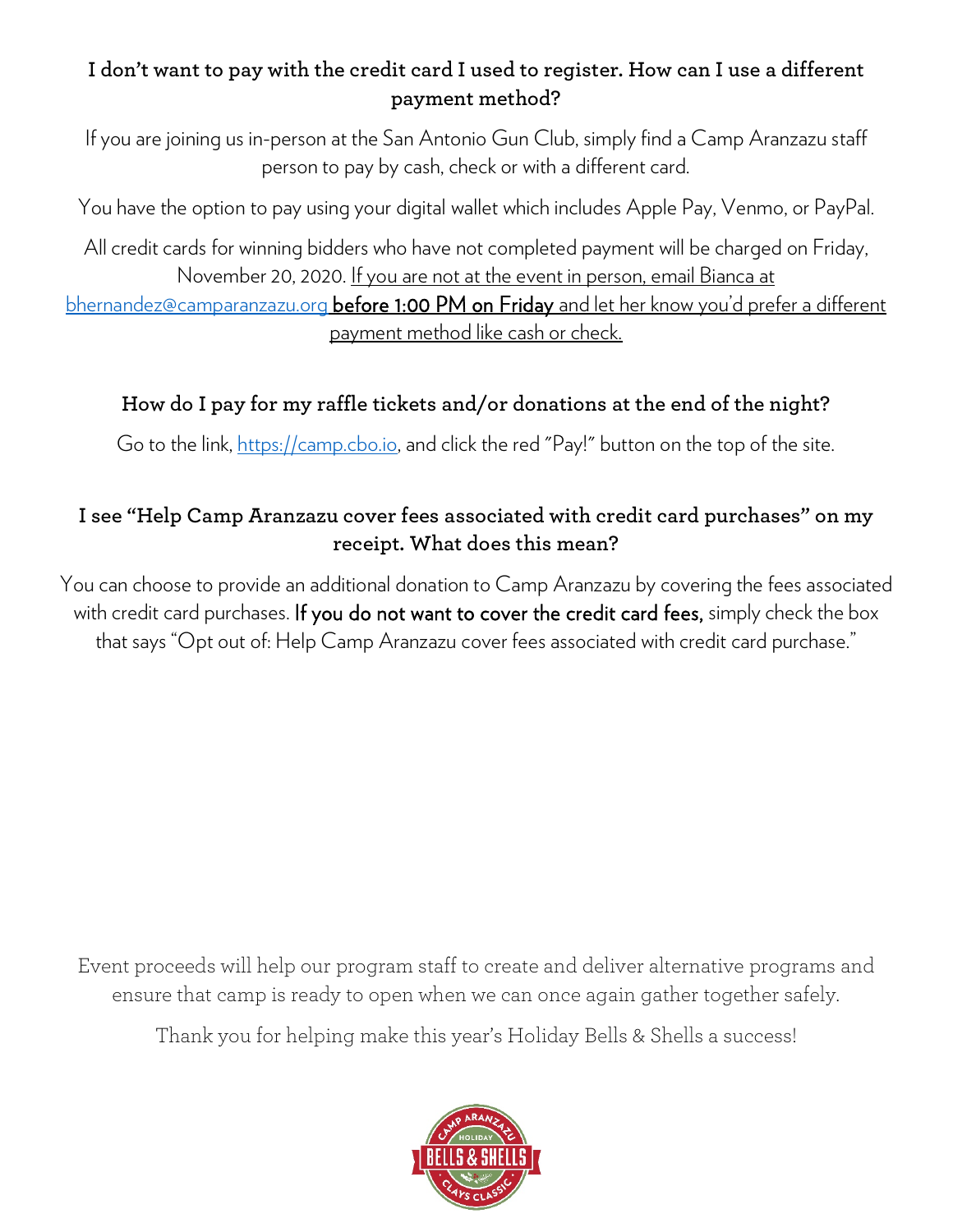### I don't want to pay with the credit card I used to register. How can I use a different payment method?

If you are joining us in-person at the San Antonio Gun Club, simply find a Camp Aranzazu staff person to pay by cash, check or with a different card.

You have the option to pay using your digital wallet which includes Apple Pay, Venmo, or PayPal.

All credit cards for winning bidders who have not completed payment will be charged on Friday, November 20, 2020. If you are not at the event in person, email Bianca at bhernandez@camparanzazu.org **before 1:00 PM on Friday** and let her know you'd prefer a different payment method like cash or check.

### How do I pay for my raffle tickets and/or donations at the end of the night?

Go to the link, https://camp.cbo.io, and click the red "Pay!" button on the top of the site.

### I see "Help Camp Aranzazu cover fees associated with credit card purchases" on my receipt. What does this mean?

You can choose to provide an additional donation to Camp Aranzazu by covering the fees associated with credit card purchases. **If you do not want to cover the credit card fees,** simply check the box that says "Opt out of: Help Camp Aranzazu cover fees associated with credit card purchase."

Event proceeds will help our program staff to create and deliver alternative programs and ensure that camp is ready to open when we can once again gather together safely.

Thank you for helping make this year's Holiday Bells & Shells a success!